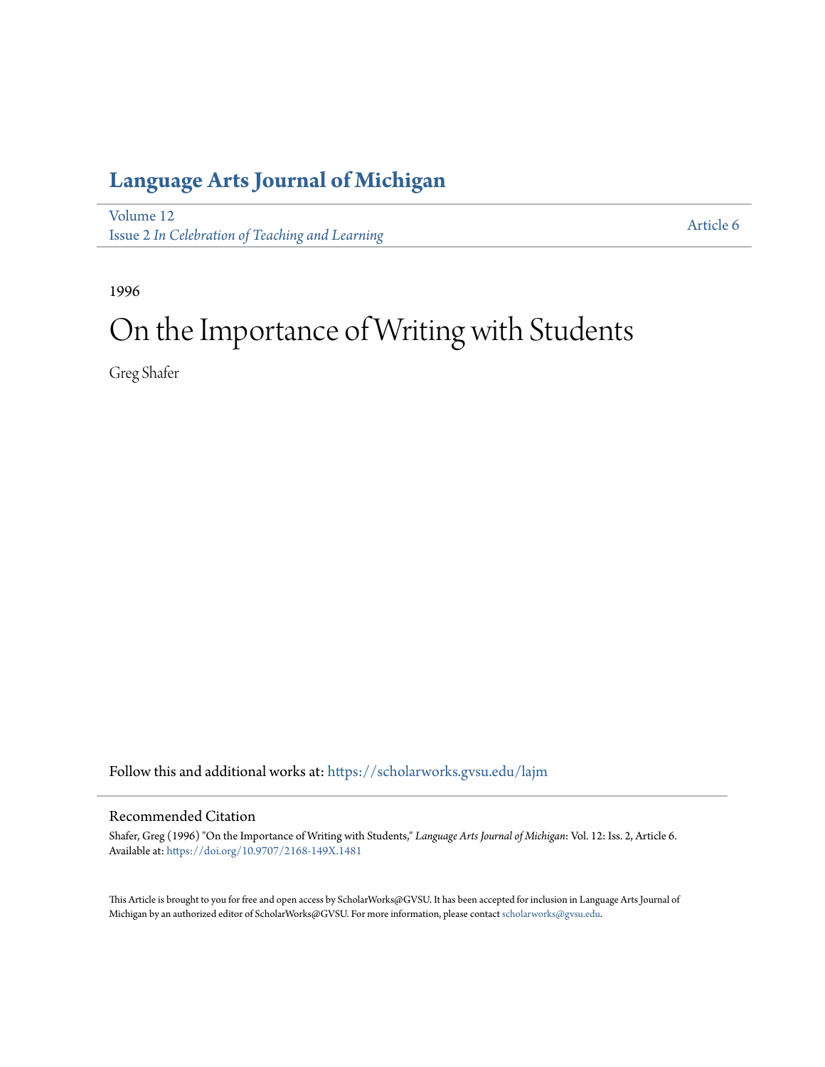# Language Arts Journal of Michigan

Volume 12
Issue 2 *In Celebration of Teaching and Learning*

Article 6

1996

# On the Importance of Writing with Students

Greg Shafer

Follow this and additional works at: https://scholarworks.gvsu.edu/lajm

## Recommended Citation

Shafer, Greg (1996) "On the Importance of Writing with Students," *Language Arts Journal of Michigan*: Vol. 12: Iss. 2, Article 6.
Available at: https://doi.org/10.9707/2168-149X.1481

This Article is brought to you for free and open access by ScholarWorks@GVSU. It has been accepted for inclusion in Language Arts Journal of Michigan by an authorized editor of ScholarWorks@GVSU. For more information, please contact scholarworks@gvsu.edu.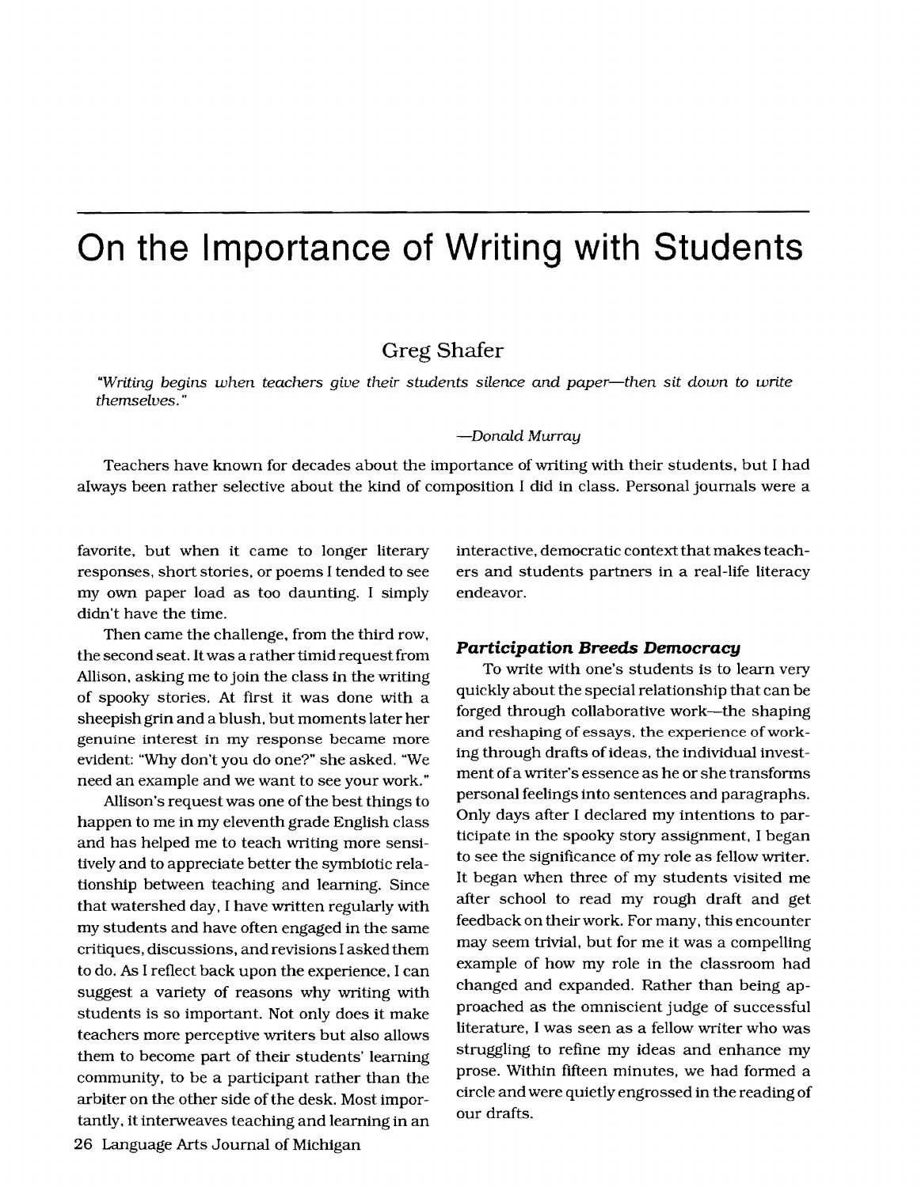# On the Importance of Writing with Students

Greg Shafer

*"Writing begins when teachers give their students silence and paper—then sit down to write themselves."*

—*Donald Murray*

Teachers have known for decades about the importance of writing with their students, but I had always been rather selective about the kind of composition I did in class. Personal journals were a favorite, but when it came to longer literary responses, short stories, or poems I tended to see my own paper load as too daunting. I simply didn't have the time.

Then came the challenge, from the third row, the second seat. It was a rather timid request from Allison, asking me to join the class in the writing of spooky stories. At first it was done with a sheepish grin and a blush, but moments later her genuine interest in my response became more evident: "Why don't you do one?" she asked. "We need an example and we want to see your work."

Allison's request was one of the best things to happen to me in my eleventh grade English class and has helped me to teach writing more sensitively and to appreciate better the symbiotic relationship between teaching and learning. Since that watershed day, I have written regularly with my students and have often engaged in the same critiques, discussions, and revisions I asked them to do. As I reflect back upon the experience, I can suggest a variety of reasons why writing with students is so important. Not only does it make teachers more perceptive writers but also allows them to become part of their students' learning community, to be a participant rather than the arbiter on the other side of the desk. Most importantly, it interweaves teaching and learning in an interactive, democratic context that makes teachers and students partners in a real-life literacy endeavor.

### *Participation Breeds Democracy*

To write with one's students is to learn very quickly about the special relationship that can be forged through collaborative work—the shaping and reshaping of essays, the experience of working through drafts of ideas, the individual investment of a writer's essence as he or she transforms personal feelings into sentences and paragraphs. Only days after I declared my intentions to participate in the spooky story assignment, I began to see the significance of my role as fellow writer. It began when three of my students visited me after school to read my rough draft and get feedback on their work. For many, this encounter may seem trivial, but for me it was a compelling example of how my role in the classroom had changed and expanded. Rather than being approached as the omniscient judge of successful literature, I was seen as a fellow writer who was struggling to refine my ideas and enhance my prose. Within fifteen minutes, we had formed a circle and were quietly engrossed in the reading of our drafts.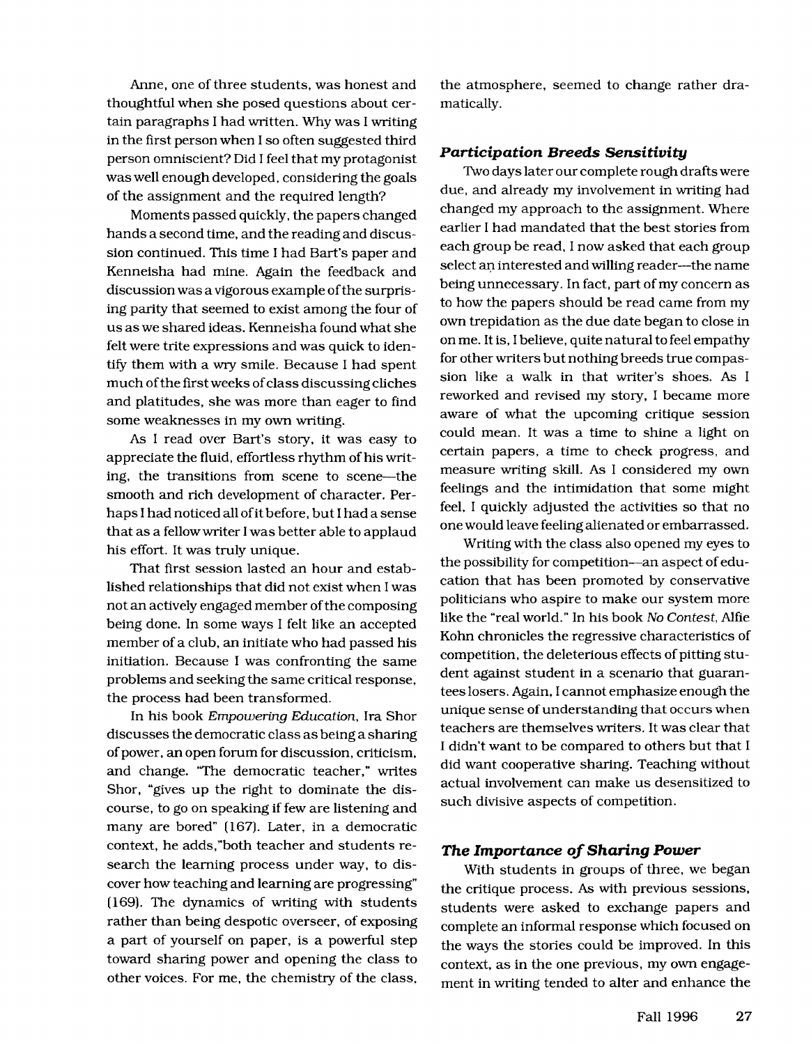Anne, one of three students, was honest and thoughtful when she posed questions about certain paragraphs I had written. Why was I writing in the first person when I so often suggested third person omniscient? Did I feel that my protagonist was well enough developed, considering the goals of the assignment and the required length?

Moments passed quickly, the papers changed hands a second time, and the reading and discussion continued. This time I had Bart's paper and Kenneisha had mine. Again the feedback and discussion was a vigorous example of the surprising parity that seemed to exist among the four of us as we shared ideas. Kenneisha found what she felt were trite expressions and was quick to identify them with a wry smile. Because I had spent much of the first weeks of class discussing cliches and platitudes, she was more than eager to find some weaknesses in my own writing.

As I read over Bart's story, it was easy to appreciate the fluid, effortless rhythm of his writing, the transitions from scene to scene—the smooth and rich development of character. Perhaps I had noticed all of it before, but I had a sense that as a fellow writer I was better able to applaud his effort. It was truly unique.

That first session lasted an hour and established relationships that did not exist when I was not an actively engaged member of the composing being done. In some ways I felt like an accepted member of a club, an initiate who had passed his initiation. Because I was confronting the same problems and seeking the same critical response, the process had been transformed.

In his book *Empowering Education*, Ira Shor discusses the democratic class as being a sharing of power, an open forum for discussion, criticism, and change. "The democratic teacher," writes Shor, "gives up the right to dominate the discourse, to go on speaking if few are listening and many are bored" (167). Later, in a democratic context, he adds,"both teacher and students research the learning process under way, to discover how teaching and learning are progressing" (169). The dynamics of writing with students rather than being despotic overseer, of exposing a part of yourself on paper, is a powerful step toward sharing power and opening the class to other voices. For me, the chemistry of the class, the atmosphere, seemed to change rather dramatically.

### *Participation Breeds Sensitivity*

Two days later our complete rough drafts were due, and already my involvement in writing had changed my approach to the assignment. Where earlier I had mandated that the best stories from each group be read, I now asked that each group select an interested and willing reader—the name being unnecessary. In fact, part of my concern as to how the papers should be read came from my own trepidation as the due date began to close in on me. It is, I believe, quite natural to feel empathy for other writers but nothing breeds true compassion like a walk in that writer's shoes. As I reworked and revised my story, I became more aware of what the upcoming critique session could mean. It was a time to shine a light on certain papers, a time to check progress, and measure writing skill. As I considered my own feelings and the intimidation that some might feel, I quickly adjusted the activities so that no one would leave feeling alienated or embarrassed.

Writing with the class also opened my eyes to the possibility for competition—an aspect of education that has been promoted by conservative politicians who aspire to make our system more like the "real world." In his book *No Contest*, Alfie Kohn chronicles the regressive characteristics of competition, the deleterious effects of pitting student against student in a scenario that guarantees losers. Again, I cannot emphasize enough the unique sense of understanding that occurs when teachers are themselves writers. It was clear that I didn't want to be compared to others but that I did want cooperative sharing. Teaching without actual involvement can make us desensitized to such divisive aspects of competition.

### *The Importance of Sharing Power*

With students in groups of three, we began the critique process. As with previous sessions, students were asked to exchange papers and complete an informal response which focused on the ways the stories could be improved. In this context, as in the one previous, my own engagement in writing tended to alter and enhance the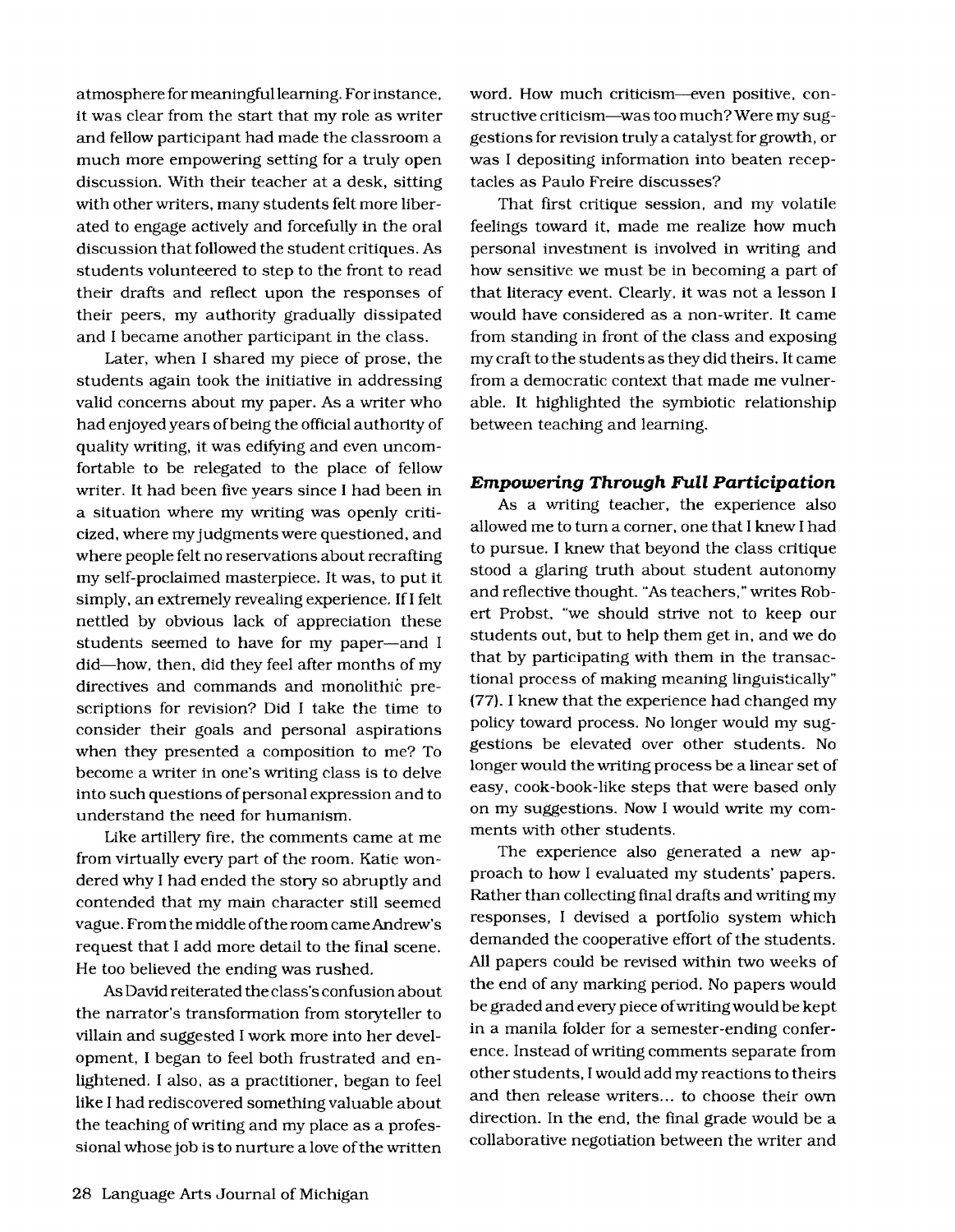atmosphere for meaningful learning. For instance, it was clear from the start that my role as writer and fellow participant had made the classroom a much more empowering setting for a truly open discussion. With their teacher at a desk, sitting with other writers, many students felt more liberated to engage actively and forcefully in the oral discussion that followed the student critiques. As students volunteered to step to the front to read their drafts and reflect upon the responses of their peers, my authority gradually dissipated and I became another participant in the class.

Later, when I shared my piece of prose, the students again took the initiative in addressing valid concerns about my paper. As a writer who had enjoyed years of being the official authority of quality writing, it was edifying and even uncomfortable to be relegated to the place of fellow writer. It had been five years since I had been in a situation where my writing was openly criticized, where my judgments were questioned, and where people felt no reservations about recrafting my self-proclaimed masterpiece. It was, to put it simply, an extremely revealing experience. If I felt nettled by obvious lack of appreciation these students seemed to have for my paper—and I did—how, then, did they feel after months of my directives and commands and monolithic prescriptions for revision? Did I take the time to consider their goals and personal aspirations when they presented a composition to me? To become a writer in one's writing class is to delve into such questions of personal expression and to understand the need for humanism.

Like artillery fire, the comments came at me from virtually every part of the room. Katie wondered why I had ended the story so abruptly and contended that my main character still seemed vague. From the middle of the room came Andrew's request that I add more detail to the final scene. He too believed the ending was rushed.

As David reiterated the class's confusion about the narrator's transformation from storyteller to villain and suggested I work more into her development, I began to feel both frustrated and enlightened. I also, as a practitioner, began to feel like I had rediscovered something valuable about the teaching of writing and my place as a professional whose job is to nurture a love of the written word. How much criticism—even positive, constructive criticism—was too much? Were my suggestions for revision truly a catalyst for growth, or was I depositing information into beaten receptacles as Paulo Freire discusses?

That first critique session, and my volatile feelings toward it, made me realize how much personal investment is involved in writing and how sensitive we must be in becoming a part of that literacy event. Clearly, it was not a lesson I would have considered as a non-writer. It came from standing in front of the class and exposing my craft to the students as they did theirs. It came from a democratic context that made me vulnerable. It highlighted the symbiotic relationship between teaching and learning.

### *Empowering Through Full Participation*

As a writing teacher, the experience also allowed me to turn a corner, one that I knew I had to pursue. I knew that beyond the class critique stood a glaring truth about student autonomy and reflective thought. "As teachers," writes Robert Probst, "we should strive not to keep our students out, but to help them get in, and we do that by participating with them in the transactional process of making meaning linguistically" (77). I knew that the experience had changed my policy toward process. No longer would my suggestions be elevated over other students. No longer would the writing process be a linear set of easy, cook-book-like steps that were based only on my suggestions. Now I would write my comments with other students.

The experience also generated a new approach to how I evaluated my students' papers. Rather than collecting final drafts and writing my responses, I devised a portfolio system which demanded the cooperative effort of the students. All papers could be revised within two weeks of the end of any marking period. No papers would be graded and every piece of writing would be kept in a manila folder for a semester-ending conference. Instead of writing comments separate from other students, I would add my reactions to theirs and then release writers... to choose their own direction. In the end, the final grade would be a collaborative negotiation between the writer and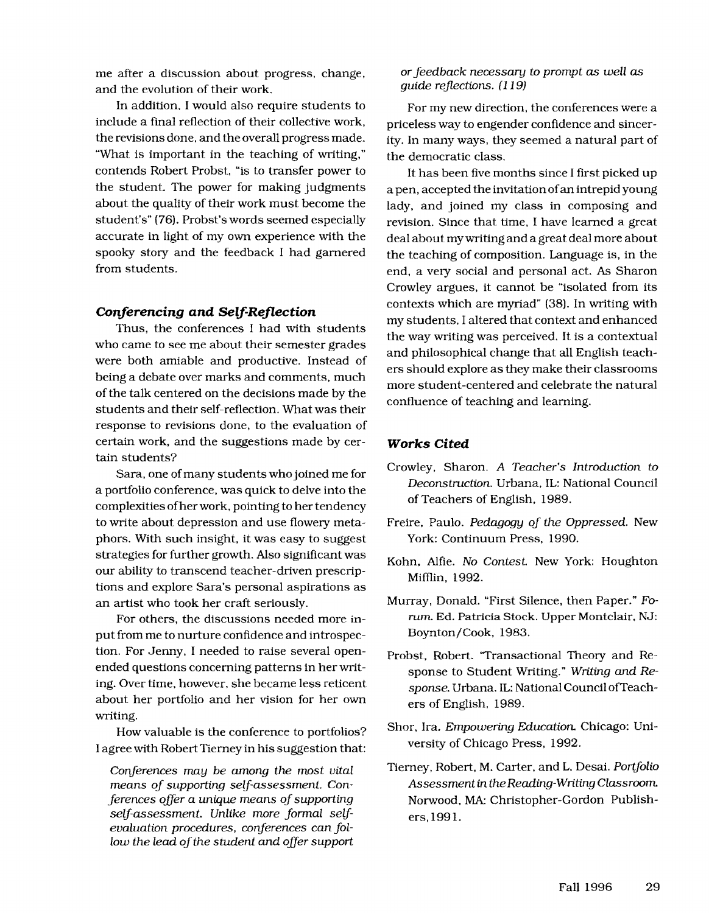me after a discussion about progress, change, and the evolution of their work.

In addition, I would also require students to include a final reflection of their collective work, the revisions done, and the overall progress made. "What is important in the teaching of writing," contends Robert Probst, "is to transfer power to the student. The power for making judgments about the quality of their work must become the student's" (76). Probst's words seemed especially accurate in light of my own experience with the spooky story and the feedback I had garnered from students.

### *Conferencing and Self-Reflection*

Thus, the conferences I had with students who came to see me about their semester grades were both amiable and productive. Instead of being a debate over marks and comments, much of the talk centered on the decisions made by the students and their self-reflection. What was their response to revisions done, to the evaluation of certain work, and the suggestions made by certain students?

Sara, one of many students who joined me for a portfolio conference, was quick to delve into the complexities of her work, pointing to her tendency to write about depression and use flowery metaphors. With such insight, it was easy to suggest strategies for further growth. Also significant was our ability to transcend teacher-driven prescriptions and explore Sara's personal aspirations as an artist who took her craft seriously.

For others, the discussions needed more input from me to nurture confidence and introspection. For Jenny, I needed to raise several open-ended questions concerning patterns in her writing. Over time, however, she became less reticent about her portfolio and her vision for her own writing.

How valuable is the conference to portfolios? I agree with Robert Tierney in his suggestion that:

> *Conferences may be among the most vital means of supporting self-assessment. Conferences offer a unique means of supporting self-assessment. Unlike more formal self-evaluation procedures, conferences can follow the lead of the student and offer support or feedback necessary to prompt as well as guide reflections. (119)*

For my new direction, the conferences were a priceless way to engender confidence and sincerity. In many ways, they seemed a natural part of the democratic class.

It has been five months since I first picked up a pen, accepted the invitation of an intrepid young lady, and joined my class in composing and revision. Since that time, I have learned a great deal about my writing and a great deal more about the teaching of composition. Language is, in the end, a very social and personal act. As Sharon Crowley argues, it cannot be "isolated from its contexts which are myriad" (38). In writing with my students, I altered that context and enhanced the way writing was perceived. It is a contextual and philosophical change that all English teachers should explore as they make their classrooms more student-centered and celebrate the natural confluence of teaching and learning.

### *Works Cited*

Crowley, Sharon. *A Teacher's Introduction to Deconstruction.* Urbana, IL: National Council of Teachers of English, 1989.

Freire, Paulo. *Pedagogy of the Oppressed.* New York: Continuum Press, 1990.

Kohn, Alfie. *No Contest.* New York: Houghton Mifflin, 1992.

Murray, Donald. "First Silence, then Paper." *Forum.* Ed. Patricia Stock. Upper Montclair, NJ: Boynton/Cook, 1983.

Probst, Robert. "Transactional Theory and Response to Student Writing." *Writing and Response.* Urbana. IL: National Council of Teachers of English, 1989.

Shor, Ira. *Empowering Education.* Chicago: University of Chicago Press, 1992.

Tierney, Robert, M. Carter, and L. Desai. *Portfolio Assessment in the Reading-Writing Classroom.* Norwood, MA: Christopher-Gordon Publishers, 1991.